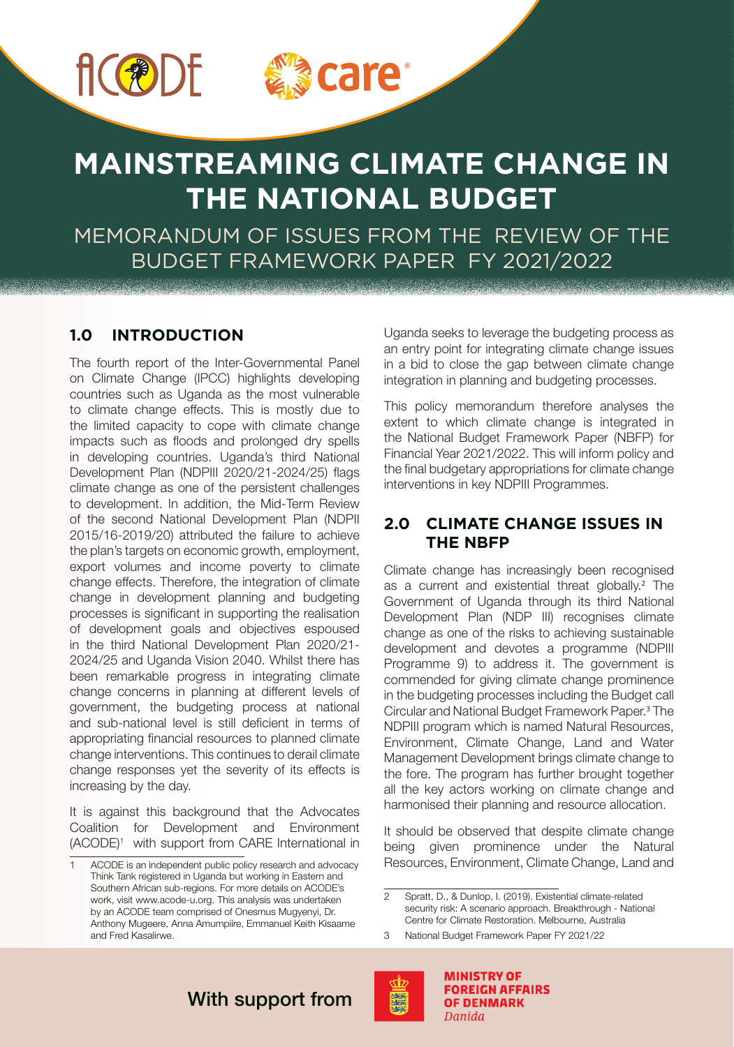# MAINSTREAMING CLIMATE CHANGE IN THE NATIONAL BUDGET

MEMORANDUM OF ISSUES FROM THE REVIEW OF THE BUDGET FRAMEWORK PAPER FY 2021/2022

## 1.0 INTRODUCTION

The fourth report of the Inter-Governmental Panel on Climate Change (IPCC) highlights developing countries such as Uganda as the most vulnerable to climate change effects. This is mostly due to the limited capacity to cope with climate change impacts such as floods and prolonged dry spells in developing countries. Uganda's third National Development Plan (NDPIII 2020/21-2024/25) flags climate change as one of the persistent challenges to development. In addition, the Mid-Term Review of the second National Development Plan (NDPII 2015/16-2019/20) attributed the failure to achieve the plan's targets on economic growth, employment, export volumes and income poverty to climate change effects. Therefore, the integration of climate change in development planning and budgeting processes is significant in supporting the realisation of development goals and objectives espoused in the third National Development Plan 2020/21-2024/25 and Uganda Vision 2040. Whilst there has been remarkable progress in integrating climate change concerns in planning at different levels of government, the budgeting process at national and sub-national level is still deficient in terms of appropriating financial resources to planned climate change interventions. This continues to derail climate change responses yet the severity of its effects is increasing by the day.

It is against this background that the Advocates Coalition for Development and Environment (ACODE)[1] with support from CARE International in Uganda seeks to leverage the budgeting process as an entry point for integrating climate change issues in a bid to close the gap between climate change integration in planning and budgeting processes.

This policy memorandum therefore analyses the extent to which climate change is integrated in the National Budget Framework Paper (NBFP) for Financial Year 2021/2022. This will inform policy and the final budgetary appropriations for climate change interventions in key NDPIII Programmes.

## 2.0 CLIMATE CHANGE ISSUES IN THE NBFP

Climate change has increasingly been recognised as a current and existential threat globally.[2] The Government of Uganda through its third National Development Plan (NDP III) recognises climate change as one of the risks to achieving sustainable development and devotes a programme (NDPIII Programme 9) to address it. The government is commended for giving climate change prominence in the budgeting processes including the Budget call Circular and National Budget Framework Paper.[3] The NDPIII program which is named Natural Resources, Environment, Climate Change, Land and Water Management Development brings climate change to the fore. The program has further brought together all the key actors working on climate change and harmonised their planning and resource allocation.

It should be observed that despite climate change being given prominence under the Natural Resources, Environment, Climate Change, Land and

---

[1] ACODE is an independent public policy research and advocacy Think Tank registered in Uganda but working in Eastern and Southern African sub-regions. For more details on ACODE's work, visit www.acode-u.org. This analysis was undertaken by an ACODE team comprised of Onesmus Mugyenyi, Dr. Anthony Mugeere, Anna Amumpiire, Emmanuel Keith Kisaame and Fred Kasalirwe.

[2] Spratt, D., & Dunlop, I. (2019). Existential climate-related security risk: A scenario approach. Breakthrough - National Centre for Climate Restoration. Melbourne, Australia

[3] National Budget Framework Paper FY 2021/22

With support from MINISTRY OF FOREIGN AFFAIRS OF DENMARK *Danida*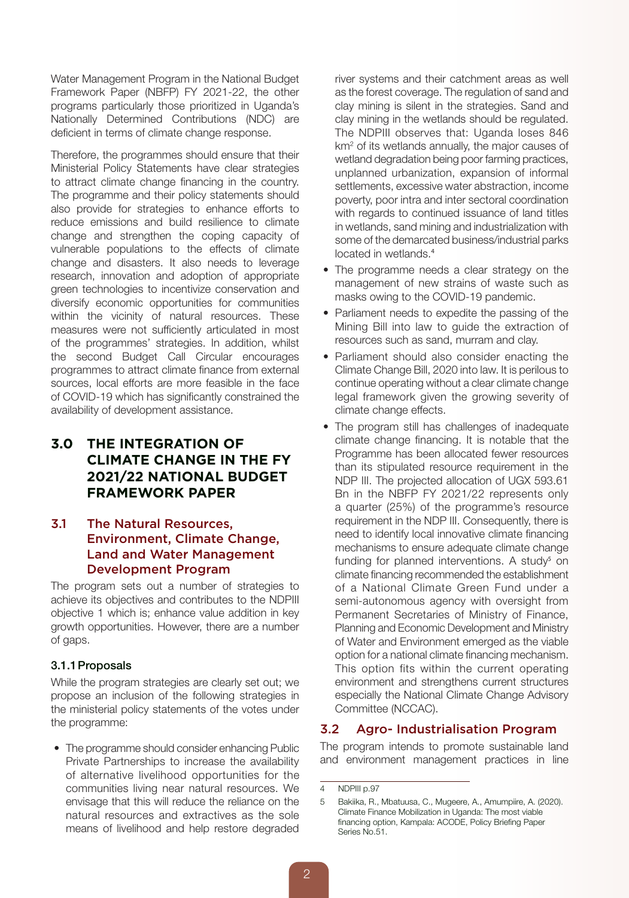Water Management Program in the National Budget Framework Paper (NBFP) FY 2021-22, the other programs particularly those prioritized in Uganda's Nationally Determined Contributions (NDC) are deficient in terms of climate change response.

Therefore, the programmes should ensure that their Ministerial Policy Statements have clear strategies to attract climate change financing in the country. The programme and their policy statements should also provide for strategies to enhance efforts to reduce emissions and build resilience to climate change and strengthen the coping capacity of vulnerable populations to the effects of climate change and disasters. It also needs to leverage research, innovation and adoption of appropriate green technologies to incentivize conservation and diversify economic opportunities for communities within the vicinity of natural resources. These measures were not sufficiently articulated in most of the programmes' strategies. In addition, whilst the second Budget Call Circular encourages programmes to attract climate finance from external sources, local efforts are more feasible in the face of COVID-19 which has significantly constrained the availability of development assistance.

# 3.0 THE INTEGRATION OF CLIMATE CHANGE IN THE FY 2021/22 NATIONAL BUDGET FRAMEWORK PAPER

## 3.1 The Natural Resources, Environment, Climate Change, Land and Water Management Development Program

The program sets out a number of strategies to achieve its objectives and contributes to the NDPIII objective 1 which is; enhance value addition in key growth opportunities. However, there are a number of gaps.

### 3.1.1 Proposals

While the program strategies are clearly set out; we propose an inclusion of the following strategies in the ministerial policy statements of the votes under the programme:

- The programme should consider enhancing Public Private Partnerships to increase the availability of alternative livelihood opportunities for the communities living near natural resources. We envisage that this will reduce the reliance on the natural resources and extractives as the sole means of livelihood and help restore degraded river systems and their catchment areas as well as the forest coverage. The regulation of sand and clay mining is silent in the strategies. Sand and clay mining in the wetlands should be regulated. The NDPIII observes that: Uganda loses 846 km$^2$ of its wetlands annually, the major causes of wetland degradation being poor farming practices, unplanned urbanization, expansion of informal settlements, excessive water abstraction, income poverty, poor intra and inter sectoral coordination with regards to continued issuance of land titles in wetlands, sand mining and industrialization with some of the demarcated business/industrial parks located in wetlands.[4]
- The programme needs a clear strategy on the management of new strains of waste such as masks owing to the COVID-19 pandemic.
- Parliament needs to expedite the passing of the Mining Bill into law to guide the extraction of resources such as sand, murram and clay.
- Parliament should also consider enacting the Climate Change Bill, 2020 into law. It is perilous to continue operating without a clear climate change legal framework given the growing severity of climate change effects.
- The program still has challenges of inadequate climate change financing. It is notable that the Programme has been allocated fewer resources than its stipulated resource requirement in the NDP III. The projected allocation of UGX 593.61 Bn in the NBFP FY 2021/22 represents only a quarter (25%) of the programme's resource requirement in the NDP III. Consequently, there is need to identify local innovative climate financing mechanisms to ensure adequate climate change funding for planned interventions. A study[5] on climate financing recommended the establishment of a National Climate Green Fund under a semi-autonomous agency with oversight from Permanent Secretaries of Ministry of Finance, Planning and Economic Development and Ministry of Water and Environment emerged as the viable option for a national climate financing mechanism. This option fits within the current operating environment and strengthens current structures especially the National Climate Change Advisory Committee (NCCAC).

## 3.2 Agro- Industrialisation Program

The program intends to promote sustainable land and environment management practices in line

---

4 NDPIII p.97

5 Bakiika, R., Mbatuusa, C., Mugeere, A., Amumpiire, A. (2020). Climate Finance Mobilization in Uganda: The most viable financing option, Kampala: ACODE, Policy Briefing Paper Series No.51.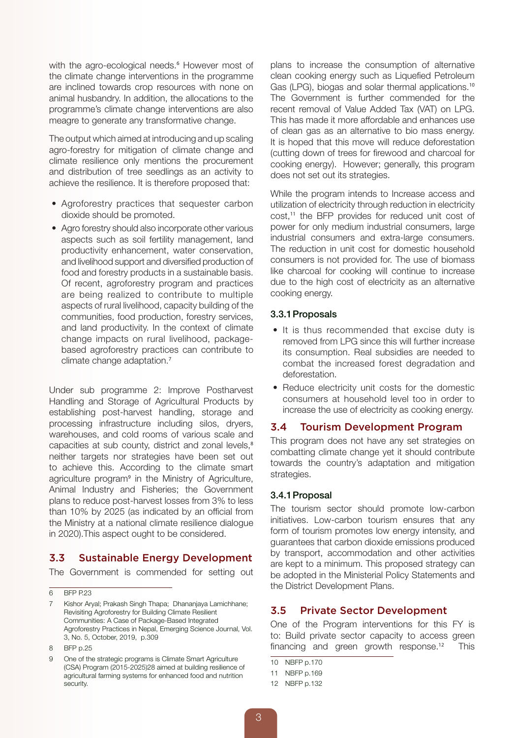with the agro-ecological needs.[6] However most of the climate change interventions in the programme are inclined towards crop resources with none on animal husbandry. In addition, the allocations to the programme's climate change interventions are also meagre to generate any transformative change.

The output which aimed at introducing and up scaling agro-forestry for mitigation of climate change and climate resilience only mentions the procurement and distribution of tree seedlings as an activity to achieve the resilience. It is therefore proposed that:

- Agroforestry practices that sequester carbon dioxide should be promoted.
- Agro forestry should also incorporate other various aspects such as soil fertility management, land productivity enhancement, water conservation, and livelihood support and diversified production of food and forestry products in a sustainable basis. Of recent, agroforestry program and practices are being realized to contribute to multiple aspects of rural livelihood, capacity building of the communities, food production, forestry services, and land productivity. In the context of climate change impacts on rural livelihood, package-based agroforestry practices can contribute to climate change adaptation.[7]

Under sub programme 2: Improve Postharvest Handling and Storage of Agricultural Products by establishing post-harvest handling, storage and processing infrastructure including silos, dryers, warehouses, and cold rooms of various scale and capacities at sub county, district and zonal levels,[8] neither targets nor strategies have been set out to achieve this. According to the climate smart agriculture program[9] in the Ministry of Agriculture, Animal Industry and Fisheries; the Government plans to reduce post-harvest losses from 3% to less than 10% by 2025 (as indicated by an official from the Ministry at a national climate resilience dialogue in 2020).This aspect ought to be considered.

## 3.3 Sustainable Energy Development

The Government is commended for setting out plans to increase the consumption of alternative clean cooking energy such as Liquefied Petroleum Gas (LPG), biogas and solar thermal applications.[10] The Government is further commended for the recent removal of Value Added Tax (VAT) on LPG. This has made it more affordable and enhances use of clean gas as an alternative to bio mass energy. It is hoped that this move will reduce deforestation (cutting down of trees for firewood and charcoal for cooking energy). However; generally, this program does not set out its strategies.

While the program intends to Increase access and utilization of electricity through reduction in electricity cost,[11] the BFP provides for reduced unit cost of power for only medium industrial consumers, large industrial consumers and extra-large consumers. The reduction in unit cost for domestic household consumers is not provided for. The use of biomass like charcoal for cooking will continue to increase due to the high cost of electricity as an alternative cooking energy.

### 3.3.1 Proposals

- It is thus recommended that excise duty is removed from LPG since this will further increase its consumption. Real subsidies are needed to combat the increased forest degradation and deforestation.
- Reduce electricity unit costs for the domestic consumers at household level too in order to increase the use of electricity as cooking energy.

## 3.4 Tourism Development Program

This program does not have any set strategies on combatting climate change yet it should contribute towards the country's adaptation and mitigation strategies.

### 3.4.1 Proposal

The tourism sector should promote low-carbon initiatives. Low-carbon tourism ensures that any form of tourism promotes low energy intensity, and guarantees that carbon dioxide emissions produced by transport, accommodation and other activities are kept to a minimum. This proposed strategy can be adopted in the Ministerial Policy Statements and the District Development Plans.

## 3.5 Private Sector Development

One of the Program interventions for this FY is to: Build private sector capacity to access green financing and green growth response.[12] This

---

6 BFP P.23

7 Kishor Aryal; Prakash Singh Thapa; Dhananjaya Lamichhane; Revisiting Agroforestry for Building Climate Resilient Communities: A Case of Package-Based Integrated Agroforestry Practices in Nepal, Emerging Science Journal, Vol. 3, No. 5, October, 2019, p.309

8 BFP p.25

9 One of the strategic programs is Climate Smart Agriculture (CSA) Program (2015-2025)28 aimed at building resilience of agricultural farming systems for enhanced food and nutrition security.

10 NBFP p.170

11 NBFP p.169

12 NBFP p.132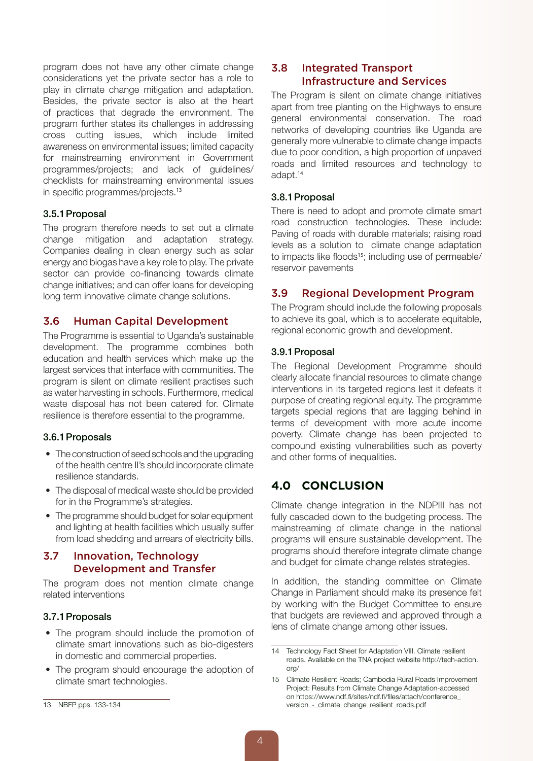program does not have any other climate change considerations yet the private sector has a role to play in climate change mitigation and adaptation. Besides, the private sector is also at the heart of practices that degrade the environment. The program further states its challenges in addressing cross cutting issues, which include limited awareness on environmental issues; limited capacity for mainstreaming environment in Government programmes/projects; and lack of guidelines/ checklists for mainstreaming environmental issues in specific programmes/projects.[13]

### 3.5.1 Proposal

The program therefore needs to set out a climate change mitigation and adaptation strategy. Companies dealing in clean energy such as solar energy and biogas have a key role to play. The private sector can provide co-financing towards climate change initiatives; and can offer loans for developing long term innovative climate change solutions.

## 3.6 Human Capital Development

The Programme is essential to Uganda's sustainable development. The programme combines both education and health services which make up the largest services that interface with communities. The program is silent on climate resilient practises such as water harvesting in schools. Furthermore, medical waste disposal has not been catered for. Climate resilience is therefore essential to the programme.

### 3.6.1 Proposals

- The construction of seed schools and the upgrading of the health centre II's should incorporate climate resilience standards.
- The disposal of medical waste should be provided for in the Programme's strategies.
- The programme should budget for solar equipment and lighting at health facilities which usually suffer from load shedding and arrears of electricity bills.

## 3.7 Innovation, Technology Development and Transfer

The program does not mention climate change related interventions

### 3.7.1 Proposals

- The program should include the promotion of climate smart innovations such as bio-digesters in domestic and commercial properties.
- The program should encourage the adoption of climate smart technologies.

## 3.8 Integrated Transport Infrastructure and Services

The Program is silent on climate change initiatives apart from tree planting on the Highways to ensure general environmental conservation. The road networks of developing countries like Uganda are generally more vulnerable to climate change impacts due to poor condition, a high proportion of unpaved roads and limited resources and technology to adapt.[14]

### 3.8.1 Proposal

There is need to adopt and promote climate smart road construction technologies. These include: Paving of roads with durable materials; raising road levels as a solution to climate change adaptation to impacts like floods[15]; including use of permeable/ reservoir pavements

## 3.9 Regional Development Program

The Program should include the following proposals to achieve its goal, which is to accelerate equitable, regional economic growth and development.

### 3.9.1 Proposal

The Regional Development Programme should clearly allocate financial resources to climate change interventions in its targeted regions lest it defeats it purpose of creating regional equity. The programme targets special regions that are lagging behind in terms of development with more acute income poverty. Climate change has been projected to compound existing vulnerabilities such as poverty and other forms of inequalities.

# 4.0 CONCLUSION

Climate change integration in the NDPIII has not fully cascaded down to the budgeting process. The mainstreaming of climate change in the national programs will ensure sustainable development. The programs should therefore integrate climate change and budget for climate change relates strategies.

In addition, the standing committee on Climate Change in Parliament should make its presence felt by working with the Budget Committee to ensure that budgets are reviewed and approved through a lens of climate change among other issues.

---

13 NBFP pps. 133-134

14 Technology Fact Sheet for Adaptation VIII. Climate resilient roads. Available on the TNA project website http://tech-action.org/

15 Climate Resilient Roads; Cambodia Rural Roads Improvement Project: Results from Climate Change Adaptation-accessed on https://www.ndf.fi/sites/ndf.fi/files/attach/conference_version_-_climate_change_resilient_roads.pdf